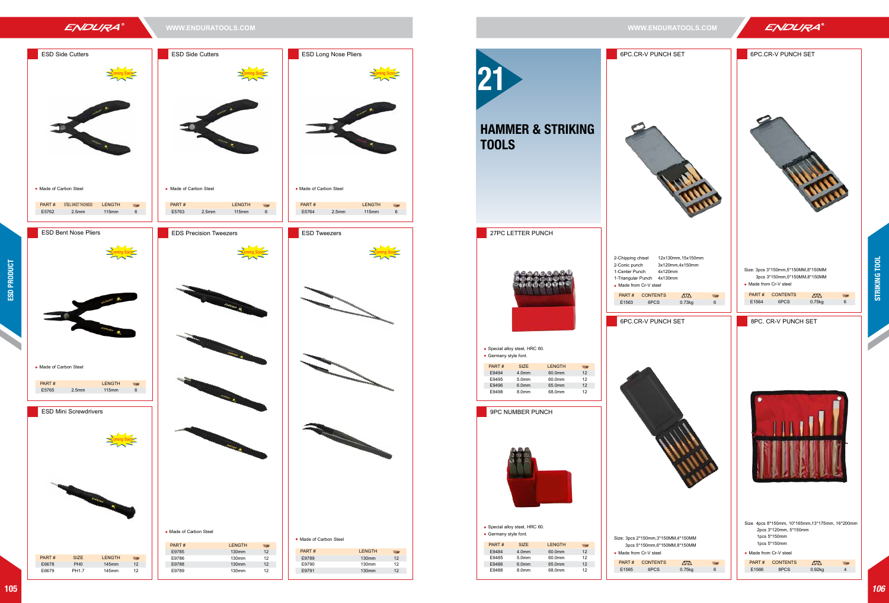## ESD Side Cutters

Coming Soon

- Made of Carbon Steel

| PART # | STEEL SHEET THICKNESS | LENGTH | |
|---|---|---|---|
| E5762 | 2.5mm | 115mm | 6 |

## ESD Side Cutters

Coming Soon

- Made of Carbon Steel

| PART # | | LENGTH | |
|---|---|---|---|
| E5763 | 2.5mm | 115mm | 6 |

## ESD Long Nose Pliers

Coming Soon

- Made of Carbon Steel

| PART # | | LENGTH | |
|---|---|---|---|
| E5764 | 2.5mm | 115mm | 6 |

## ESD Bent Nose Pliers

Coming Soon

- Made of Carbon Steel

| PART # | | LENGTH | |
|---|---|---|---|
| E5765 | 2.5mm | 115mm | 6 |

## ESD Mini Screwdrivers

Coming Soon

| PART # | SIZE | LENGTH | |
|---|---|---|---|
| E6678 | PH0 | 145mm | 12 |
| E6679 | PH1.7 | 145mm | 12 |

## EDS Precision Tweezers

Coming Soon

- Made of Carbon Steel

| PART # | LENGTH | |
|---|---|---|
| E9785 | 130mm | 12 |
| E9786 | 130mm | 12 |
| E9788 | 130mm | 12 |
| E9789 | 130mm | 12 |

## ESD Tweezers

Coming Soon

- Made of Carbon Steel

| PART # | LENGTH | |
|---|---|---|
| E9789 | 130mm | 12 |
| E9790 | 130mm | 12 |
| E9791 | 130mm | 12 |

# 21 HAMMER & STRIKING TOOLS

## 27PC LETTER PUNCH

- Special alloy steel, HRC 60.
- Germany style font.

| PART # | SIZE | LENGTH | |
|---|---|---|---|
| E9494 | 4.0mm | 60.0mm | 12 |
| E9495 | 5.0mm | 60.0mm | 12 |
| E9496 | 6.0mm | 65.0mm | 12 |
| E9498 | 8.0mm | 68.0mm | 12 |

## 9PC NUMBER PUNCH

- Special alloy steel, HRC 60.
- Germany style font.

| PART # | SIZE | LENGTH | |
|---|---|---|---|
| E9484 | 4.0mm | 60.0mm | 12 |
| E9485 | 5.0mm | 60.0mm | 12 |
| E9486 | 6.0mm | 65.0mm | 12 |
| E9488 | 8.0mm | 68.0mm | 12 |

## 6PC.CR-V PUNCH SET

2-Chipping chisel 12x130mm,15x150mm
2-Conic punch 3x120mm,4x150mm
1-Center Punch 4x120mm
1-Triangular Punch 4x130mm

- Made from Cr-V steel

| PART # | CONTENTS | | |
|---|---|---|---|
| E1563 | 6PCS | 0.73kg | 6 |

## 6PC.CR-V PUNCH SET

Size: 3pcs 3*150mm,5*150MM,8*150MM
3pcs 3*150mm,5*150MM,8*150MM

- Made from Cr-V steel

| PART # | CONTENTS | | |
|---|---|---|---|
| E1564 | 6PCS | 0.75kg | 6 |

## 6PC.CR-V PUNCH SET

Size: 3pcs 2*150mm,3*150MM,4*150MM
3pcs 5*150mm,6*150MM,8*150MM

- Made from Cr-V steel

| PART # | CONTENTS | | |
|---|---|---|---|
| E1565 | 6PCS | 0.75kg | 6 |

## 8PC. CR-V PUNCH SET

Size 4pcs 8*150mm, 10*165mm,13*175mm, 16*200mm
2pcs 3*120mm, 5*150mm
1pcs 5*150mm
1pcs 5*150mm

- Made from Cr-V steel

| PART # | CONTENTS | | |
|---|---|---|---|
| E1566 | 8PCS | 0.92kg | 4 |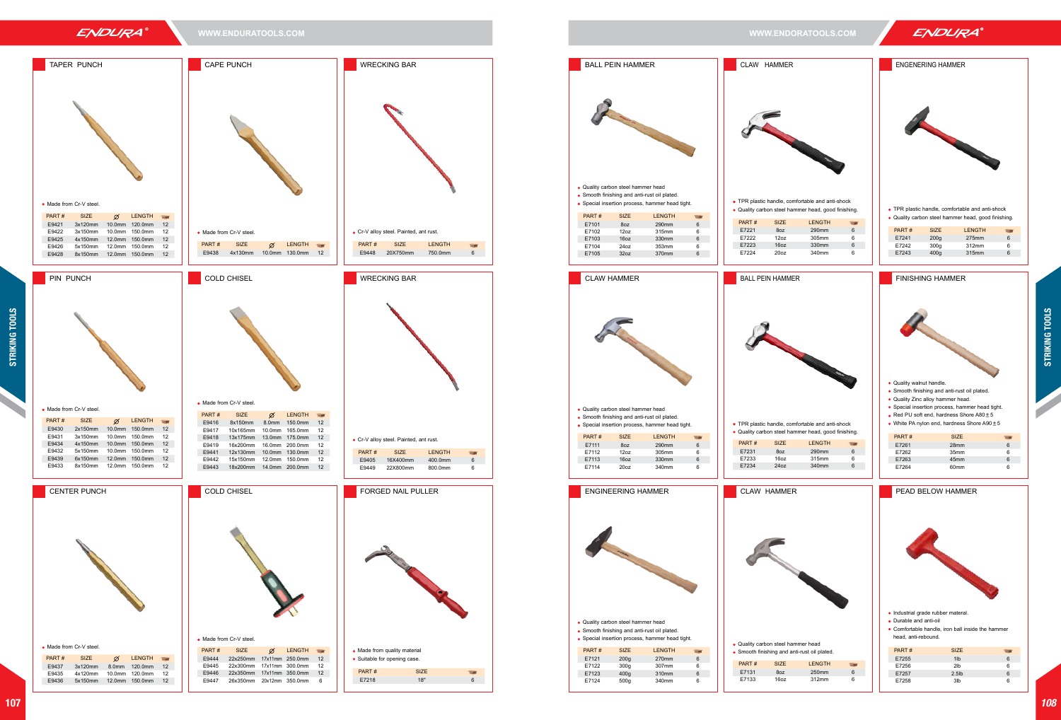## TAPER PUNCH

- Made from Cr-V steel.

| PART # | SIZE | Ø | LENGTH | |
|---|---|---|---|---|
| E9421 | 3x120mm | 10.0mm | 120.0mm | 12 |
| E9422 | 3x150mm | 10.0mm | 150.0mm | 12 |
| E9425 | 4x150mm | 12.0mm | 150.0mm | 12 |
| E9426 | 5x150mm | 12.0mm | 150.0mm | 12 |
| E9428 | 8x150mm | 12.0mm | 150.0mm | 12 |

## CAPE PUNCH

- Made from Cr-V steel.

| PART # | SIZE | Ø | LENGTH | |
|---|---|---|---|---|
| E9438 | 4x130mm | 10.0mm | 130.0mm | 12 |

## WRECKING BAR

- Cr-V alloy steel. Painted, ant rust.

| PART # | SIZE | LENGTH | |
|---|---|---|---|
| E9448 | 20X750mm | 750.0mm | 6 |

## PIN PUNCH

- Made from Cr-V steel.

| PART # | SIZE | Ø | LENGTH | |
|---|---|---|---|---|
| E9430 | 2x150mm | 10.0mm | 150.0mm | 12 |
| E9431 | 3x150mm | 10.0mm | 150.0mm | 12 |
| E9434 | 4x150mm | 10.0mm | 150.0mm | 12 |
| E9432 | 5x150mm | 10.0mm | 150.0mm | 12 |
| E9439 | 6x150mm | 12.0mm | 150.0mm | 12 |
| E9433 | 8x150mm | 12.0mm | 150.0mm | 12 |

## COLD CHISEL

- Made from Cr-V steel.

| PART # | SIZE | Ø | LENGTH | |
|---|---|---|---|---|
| E9416 | 8x150mm | 8.0mm | 150.0mm | 12 |
| E9417 | 10x165mm | 10.0mm | 165.0mm | 12 |
| E9418 | 13x175mm | 13.0mm | 175.0mm | 12 |
| E9419 | 16x200mm | 16.0mm | 200.0mm | 12 |
| E9441 | 12x130mm | 10.0mm | 130.0mm | 12 |
| E9442 | 15x150mm | 12.0mm | 150.0mm | 12 |
| E9443 | 18x200mm | 14.0mm | 200.0mm | 12 |

## WRECKING BAR

- Cr-V alloy steel. Painted, ant rust.

| PART # | SIZE | LENGTH | |
|---|---|---|---|
| E9405 | 16X400mm | 400.0mm | 6 |
| E9449 | 22X800mm | 800.0mm | 6 |

## CENTER PUNCH

- Made from Cr-V steel.

| PART # | SIZE | Ø | LENGTH | |
|---|---|---|---|---|
| E9437 | 3x120mm | 8.0mm | 120.0mm | 12 |
| E9435 | 4x120mm | 10.0mm | 120.0mm | 12 |
| E9436 | 5x150mm | 12.0mm | 150.0mm | 12 |

## COLD CHISEL

- Made from Cr-V steel.

| PART # | SIZE | Ø | LENGTH | |
|---|---|---|---|---|
| E9444 | 22x250mm | 17x11mm | 250.0mm | 12 |
| E9445 | 22x300mm | 17x11mm | 300.0mm | 12 |
| E9446 | 22x350mm | 17x11mm | 350.0mm | 12 |
| E9447 | 26x350mm | 20x12mm | 350.0mm | 6 |

## FORGED NAIL PULLER

- Made from quality material
- Suitable for opening case.

| PART # | SIZE | |
|---|---|---|
| E7218 | 18" | 6 |

## BALL PEIN HAMMER

- Quality carbon steel hammer head
- Smooth finishing and anti-rust oil plated.
- Special insertion process, hammer head tight.

| PART # | SIZE | LENGTH | |
|---|---|---|---|
| E7101 | 8oz | 290mm | 6 |
| E7102 | 12oz | 315mm | 6 |
| E7103 | 16oz | 330mm | 6 |
| E7104 | 24oz | 353mm | 6 |
| E7105 | 32oz | 370mm | 6 |

## CLAW HAMMER

- TPR plastic handle, comfortable and anti-shock
- Quality carbon steel hammer head, good finishing.

| PART # | SIZE | LENGTH | |
|---|---|---|---|
| E7221 | 8oz | 290mm | 6 |
| E7222 | 12oz | 305mm | 6 |
| E7223 | 16oz | 330mm | 6 |
| E7224 | 20oz | 340mm | 6 |

## ENGENERING HAMMER

- TPR plastic handle, comfortable and anti-shock
- Quality carbon steel hammer head, good finishing.

| PART # | SIZE | LENGTH | |
|---|---|---|---|
| E7241 | 200g | 275mm | 6 |
| E7242 | 300g | 312mm | 6 |
| E7243 | 400g | 315mm | 6 |

## CLAW HAMMER

- Quality carbon steel hammer head
- Smooth finishing and anti-rust oil plated.
- Special insertion process, hammer head tight.

| PART # | SIZE | LENGTH | |
|---|---|---|---|
| E7111 | 8oz | 290mm | 6 |
| E7112 | 12oz | 305mm | 6 |
| E7113 | 16oz | 330mm | 6 |
| E7114 | 20oz | 340mm | 6 |

## BALL PEIN HAMMER

- TPR plastic handle, comfortable and anti-shock
- Quality carbon steel hammer head, good finishing.

| PART # | SIZE | LENGTH | |
|---|---|---|---|
| E7231 | 8oz | 290mm | 6 |
| E7233 | 16oz | 315mm | 6 |
| E7234 | 24oz | 340mm | 6 |

## FINISHING HAMMER

- Quality walnut handle.
- Smooth finishing and anti-rust oil plated.
- Quality Zinc alloy hammer head.
- Special insertion process, hammer head tight.
- Red PU soft end, hardness Shore A80 ± 5
- White PA nylon end, hardness Shore A90 ± 5

| PART # | SIZE | |
|---|---|---|
| E7261 | 28mm | 6 |
| E7262 | 35mm | 6 |
| E7263 | 45mm | 6 |
| E7264 | 60mm | 6 |

## ENGINEERING HAMMER

- Quality carbon steel hammer head
- Smooth finishing and anti-rust oil plated.
- Special insertion process, hammer head tight.

| PART # | SIZE | LENGTH | |
|---|---|---|---|
| E7121 | 200g | 270mm | 6 |
| E7122 | 300g | 307mm | 6 |
| E7123 | 400g | 310mm | 6 |
| E7124 | 500g | 340mm | 6 |

## CLAW HAMMER

- Quality carbon steel hammer head
- Smooth finishing and anti-rust oil plated.

| PART # | SIZE | LENGTH | |
|---|---|---|---|
| E7131 | 8oz | 250mm | 6 |
| E7133 | 16oz | 312mm | 6 |

## PEAD BELOW HAMMER

- Industrial grade rubber material.
- Durable and anti-oil
- Comfortable handle, iron ball inside the hammer head, anti-rebound.

| PART # | SIZE | |
|---|---|---|
| E7255 | 1lb | 6 |
| E7256 | 2lb | 6 |
| E7257 | 2.5lb | 6 |
| E7258 | 3lb | 6 |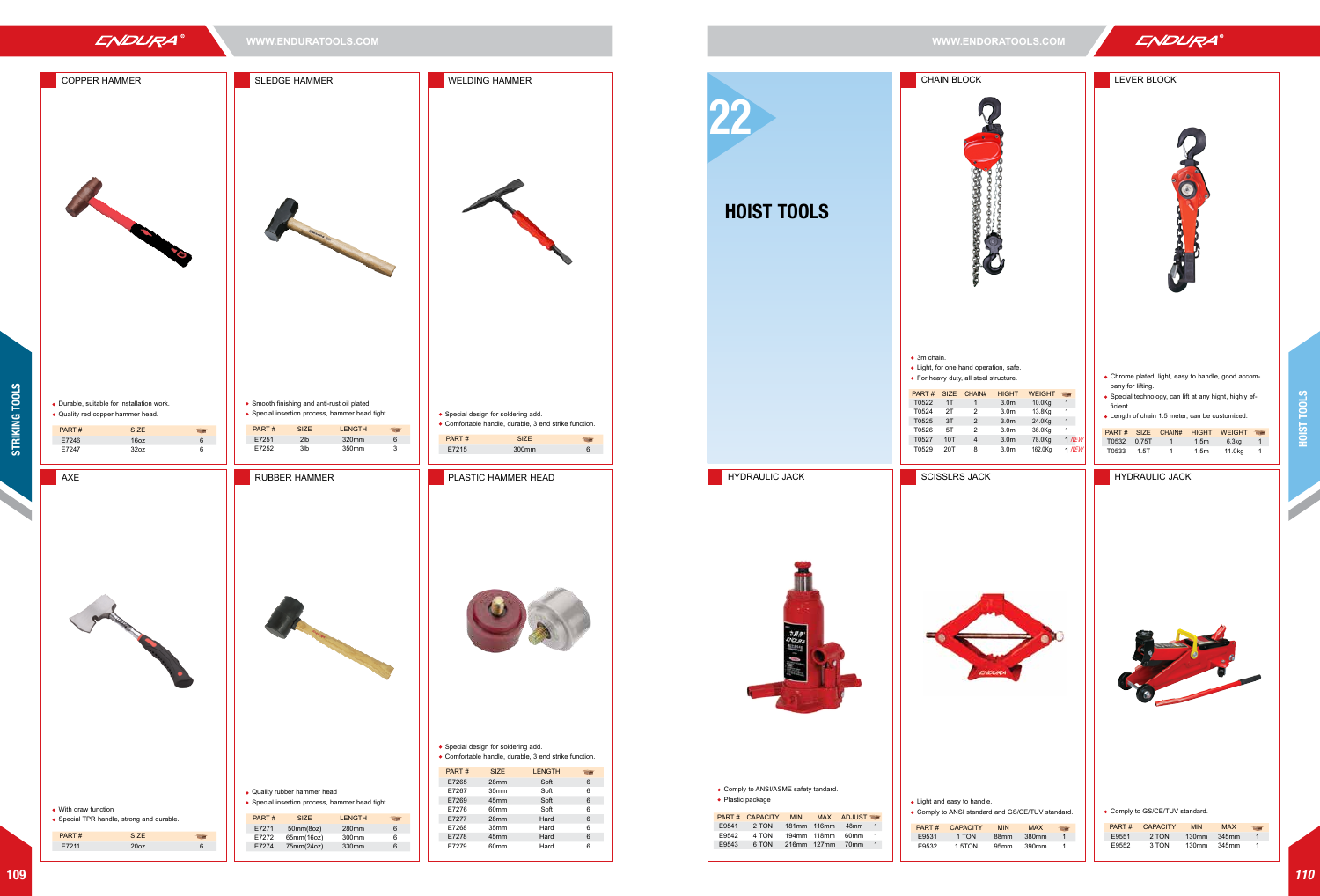## COPPER HAMMER

- Durable, suitable for installation work.
- Quality red copper hammer head.

| PART # | SIZE | |
|---|---|---|
| E7246 | 16oz | 6 |
| E7247 | 32oz | 6 |

## SLEDGE HAMMER

- Smooth finishing and anti-rust oil plated.
- Special insertion process, hammer head tight.

| PART # | SIZE | LENGTH | |
|---|---|---|---|
| E7251 | 2lb | 320mm | 6 |
| E7252 | 3lb | 350mm | 3 |

## WELDING HAMMER

- Special design for soldering add.
- Comfortable handle, durable, 3 end strike function.

| PART # | SIZE | |
|---|---|---|
| E7215 | 300mm | 6 |

## AXE

- With draw function
- Special TPR handle, strong and durable.

| PART # | SIZE | |
|---|---|---|
| E7211 | 20oz | 6 |

## RUBBER HAMMER

- Quality rubber hammer head
- Special insertion process, hammer head tight.

| PART # | SIZE | LENGTH | |
|---|---|---|---|
| E7271 | 50mm(8oz) | 280mm | 6 |
| E7272 | 65mm(16oz) | 300mm | 6 |
| E7274 | 75mm(24oz) | 330mm | 6 |

## PLASTIC HAMMER HEAD

- Special design for soldering add.
- Comfortable handle, durable, 3 end strike function.

| PART # | SIZE | LENGTH | |
|---|---|---|---|
| E7265 | 28mm | Soft | 6 |
| E7267 | 35mm | Soft | 6 |
| E7269 | 45mm | Soft | 6 |
| E7276 | 60mm | Soft | 6 |
| E7277 | 28mm | Hard | 6 |
| E7268 | 35mm | Hard | 6 |
| E7278 | 45mm | Hard | 6 |
| E7279 | 60mm | Hard | 6 |

# 22 HOIST TOOLS

## CHAIN BLOCK

- 3m chain.
- Light, for one hand operation, safe.
- For heavy duty, all steel structure.

| PART # | SIZE | CHAIN# | HIGHT | WEIGHT | |
|---|---|---|---|---|---|
| T0522 | 1T | 1 | 3.0m | 10.0Kg | 1 |
| T0524 | 2T | 2 | 3.0m | 13.8Kg | 1 |
| T0525 | 3T | 2 | 3.0m | 24.0Kg | 1 |
| T0526 | 5T | 2 | 3.0m | 36.0Kg | 1 |
| T0527 | 10T | 4 | 3.0m | 78.0Kg | 1 NEW |
| T0529 | 20T | 8 | 3.0m | 162.0Kg | 1 NEW |

## LEVER BLOCK

- Chrome plated, light, easy to handle, good accompany for lifting.
- Special technology, can lift at any hight, highly efficient.
- Length of chain 1.5 meter, can be customized.

| PART # | SIZE | CHAIN# | HIGHT | WEIGHT | |
|---|---|---|---|---|---|
| T0532 | 0.75T | 1 | 1.5m | 6.3kg | 1 |
| T0533 | 1.5T | 1 | 1.5m | 11.0kg | 1 |

## HYDRAULIC JACK

- Comply to ANSI/ASME safety tandard.
- Plastic package

| PART # | CAPACITY | MIN | MAX | ADJUST | |
|---|---|---|---|---|---|
| E9541 | 2 TON | 181mm | 116mm | 48mm | 1 |
| E9542 | 4 TON | 194mm | 118mm | 60mm | 1 |
| E9543 | 6 TON | 216mm | 127mm | 70mm | 1 |

## SCISSLRS JACK

- Light and easy to handle.
- Comply to ANSI standard and GS/CE/TUV standard.

| PART # | CAPACITY | MIN | MAX | |
|---|---|---|---|---|
| E9531 | 1 TON | 88mm | 380mm | 1 |
| E9532 | 1.5TON | 95mm | 390mm | 1 |

## HYDRAULIC JACK

- Comply to GS/CE/TUV standard.

| PART # | CAPACITY | MIN | MAX | |
|---|---|---|---|---|
| E9551 | 2 TON | 130mm | 345mm | 1 |
| E9552 | 3 TON | 130mm | 345mm | 1 |